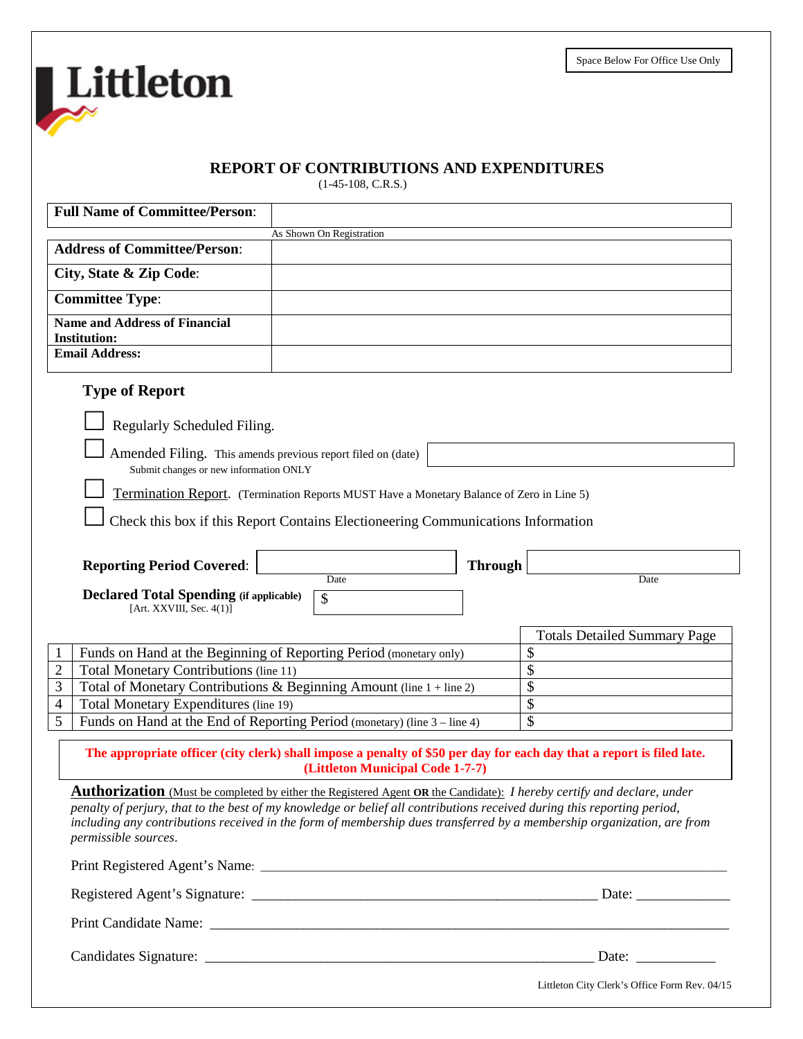Littleton

Space Below For Office Use Only

## REPORT OF CONTRIBUTIONS AND EXPENDITURES

(1-45-108, C.R.S.)

| | |
|---|---|
| **Full Name of Committee/Person**: | |
| | As Shown On Registration |
| **Address of Committee/Person**: | |
| **City, State & Zip Code**: | |
| **Committee Type**: | |
| **Name and Address of Financial Institution:** | |
| **Email Address:** | |

### Type of Report

☐ Regularly Scheduled Filing.

☐ Amended Filing. This amends previous report filed on (date) ____________
Submit changes or new information ONLY

☐ Termination Report. (Termination Reports MUST Have a Monetary Balance of Zero in Line 5)

☐ Check this box if this Report Contains Electioneering Communications Information

**Reporting Period Covered**: ____________ (Date) **Through** ____________ (Date)

**Declared Total Spending** **(if applicable)** [Art. XXVIII, Sec. 4(1)] $ ____________

| | | Totals Detailed Summary Page |
|---|---|---|
| 1 | Funds on Hand at the Beginning of Reporting Period (monetary only) | $ |
| 2 | Total Monetary Contributions (line 11) | $ |
| 3 | Total of Monetary Contributions & Beginning Amount (line 1 + line 2) | $ |
| 4 | Total Monetary Expenditures (line 19) | $ |
| 5 | Funds on Hand at the End of Reporting Period (monetary) (line 3 – line 4) | $ |

**The appropriate officer (city clerk) shall impose a penalty of $50 per day for each day that a report is filed late. (Littleton Municipal Code 1-7-7)**

**Authorization** (Must be completed by either the Registered Agent **OR** the Candidate): *I hereby certify and declare, under penalty of perjury, that to the best of my knowledge or belief all contributions received during this reporting period, including any contributions received in the form of membership dues transferred by a membership organization, are from permissible sources.*

Print Registered Agent's Name: ______________________________________________

Registered Agent's Signature: ______________________________ Date: ____________

Print Candidate Name: ______________________________________________

Candidates Signature: ______________________________ Date: ____________

Littleton City Clerk's Office Form Rev. 04/15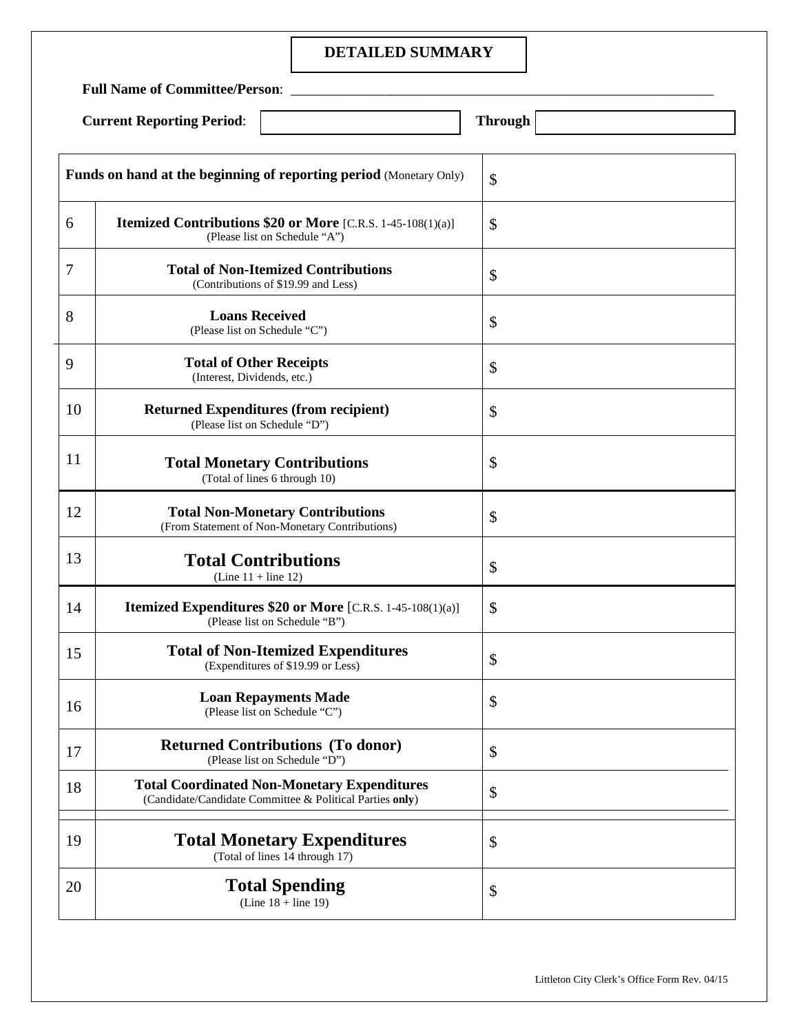# DETAILED SUMMARY

**Full Name of Committee/Person**: ___________________________________________

**Current Reporting Period**: ____________ **Through** ____________

| | | |
|---|---|---|
| **Funds on hand at the beginning of reporting period** (Monetary Only) | | $ |
| 6 | **Itemized Contributions $20 or More** [C.R.S. 1-45-108(1)(a)] (Please list on Schedule "A") | $ |
| 7 | **Total of Non-Itemized Contributions** (Contributions of $19.99 and Less) | $ |
| 8 | **Loans Received** (Please list on Schedule "C") | $ |
| 9 | **Total of Other Receipts** (Interest, Dividends, etc.) | $ |
| 10 | **Returned Expenditures (from recipient)** (Please list on Schedule "D") | $ |
| 11 | **Total Monetary Contributions** (Total of lines 6 through 10) | $ |
| 12 | **Total Non-Monetary Contributions** (From Statement of Non-Monetary Contributions) | $ |
| 13 | **Total Contributions** (Line 11 + line 12) | $ |
| 14 | **Itemized Expenditures $20 or More** [C.R.S. 1-45-108(1)(a)] (Please list on Schedule "B") | $ |
| 15 | **Total of Non-Itemized Expenditures** (Expenditures of $19.99 or Less) | $ |
| 16 | **Loan Repayments Made** (Please list on Schedule "C") | $ |
| 17 | **Returned Contributions (To donor)** (Please list on Schedule "D") | $ |
| 18 | **Total Coordinated Non-Monetary Expenditures** (Candidate/Candidate Committee & Political Parties **only**) | $ |
| 19 | **Total Monetary Expenditures** (Total of lines 14 through 17) | $ |
| 20 | **Total Spending** (Line 18 + line 19) | $ |

Littleton City Clerk's Office Form Rev. 04/15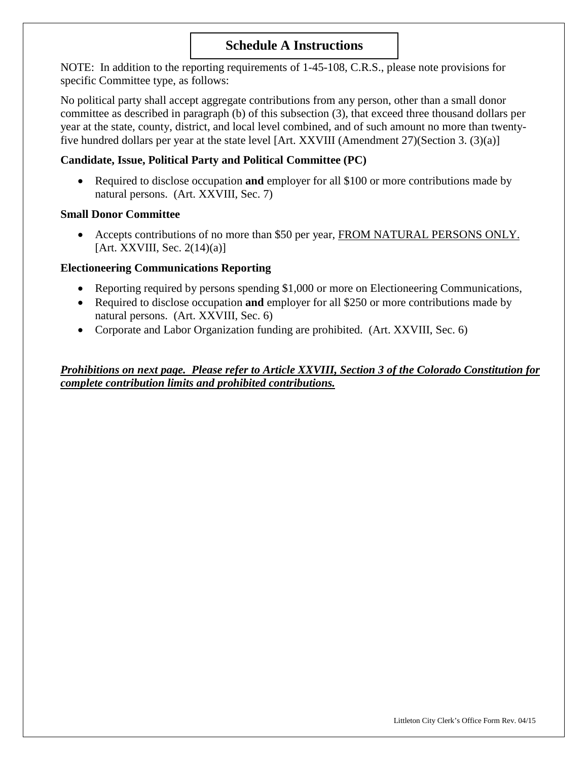# Schedule A Instructions

NOTE: In addition to the reporting requirements of 1-45-108, C.R.S., please note provisions for specific Committee type, as follows:

No political party shall accept aggregate contributions from any person, other than a small donor committee as described in paragraph (b) of this subsection (3), that exceed three thousand dollars per year at the state, county, district, and local level combined, and of such amount no more than twenty-five hundred dollars per year at the state level [Art. XXVIII (Amendment 27)(Section 3. (3)(a)]

**Candidate, Issue, Political Party and Political Committee (PC)**

- Required to disclose occupation **and** employer for all $100 or more contributions made by natural persons. (Art. XXVIII, Sec. 7)

**Small Donor Committee**

- Accepts contributions of no more than $50 per year, <u>FROM NATURAL PERSONS ONLY.</u> [Art. XXVIII, Sec. 2(14)(a)]

**Electioneering Communications Reporting**

- Reporting required by persons spending $1,000 or more on Electioneering Communications,
- Required to disclose occupation **and** employer for all $250 or more contributions made by natural persons. (Art. XXVIII, Sec. 6)
- Corporate and Labor Organization funding are prohibited. (Art. XXVIII, Sec. 6)

***<u>Prohibitions on next page. Please refer to Article XXVIII, Section 3 of the Colorado Constitution for complete contribution limits and prohibited contributions.</u>***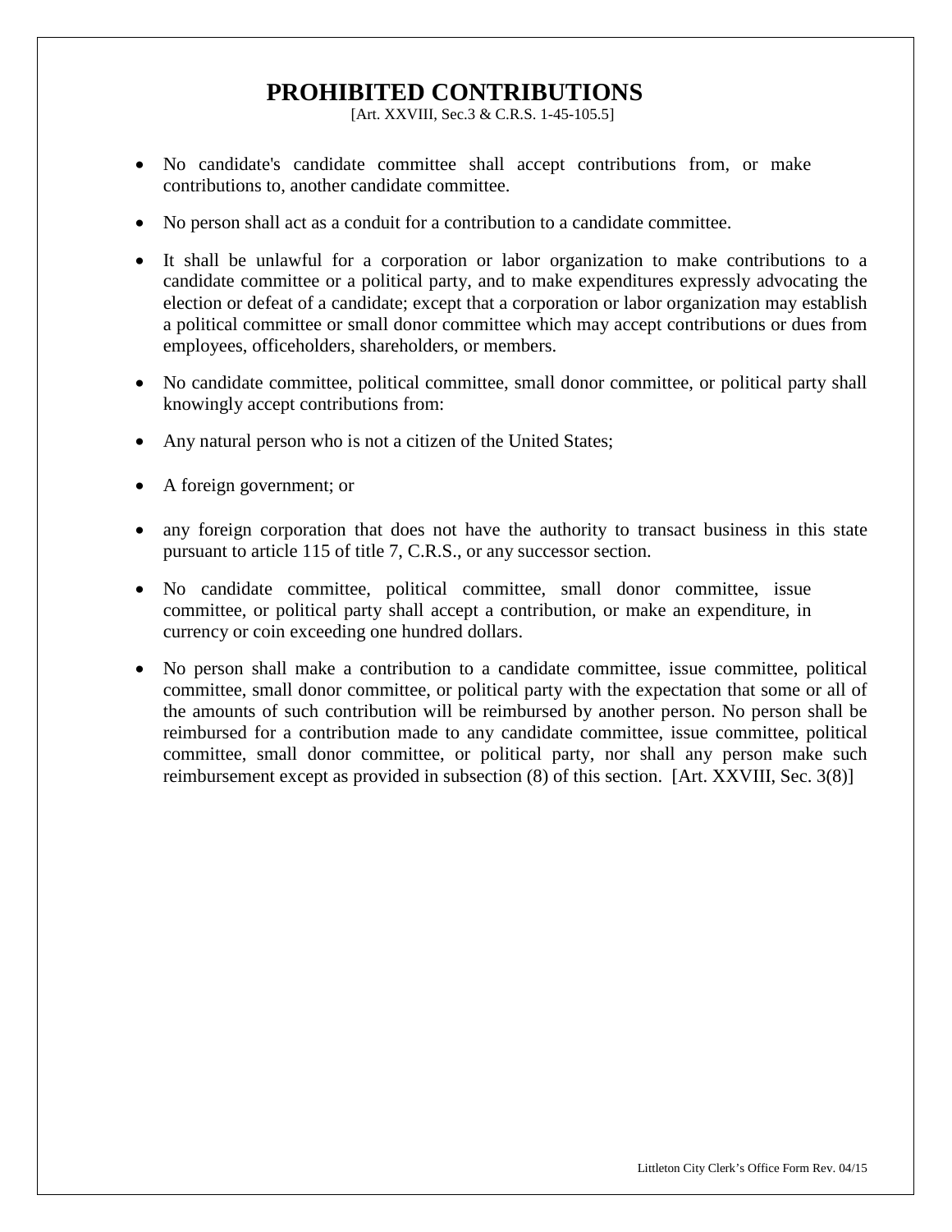# PROHIBITED CONTRIBUTIONS

[Art. XXVIII, Sec.3 & C.R.S. 1-45-105.5]

- No candidate's candidate committee shall accept contributions from, or make contributions to, another candidate committee.
- No person shall act as a conduit for a contribution to a candidate committee.
- It shall be unlawful for a corporation or labor organization to make contributions to a candidate committee or a political party, and to make expenditures expressly advocating the election or defeat of a candidate; except that a corporation or labor organization may establish a political committee or small donor committee which may accept contributions or dues from employees, officeholders, shareholders, or members.
- No candidate committee, political committee, small donor committee, or political party shall knowingly accept contributions from:
- Any natural person who is not a citizen of the United States;
- A foreign government; or
- any foreign corporation that does not have the authority to transact business in this state pursuant to article 115 of title 7, C.R.S., or any successor section.
- No candidate committee, political committee, small donor committee, issue committee, or political party shall accept a contribution, or make an expenditure, in currency or coin exceeding one hundred dollars.
- No person shall make a contribution to a candidate committee, issue committee, political committee, small donor committee, or political party with the expectation that some or all of the amounts of such contribution will be reimbursed by another person. No person shall be reimbursed for a contribution made to any candidate committee, issue committee, political committee, small donor committee, or political party, nor shall any person make such reimbursement except as provided in subsection (8) of this section. [Art. XXVIII, Sec. 3(8)]

Littleton City Clerk's Office Form Rev. 04/15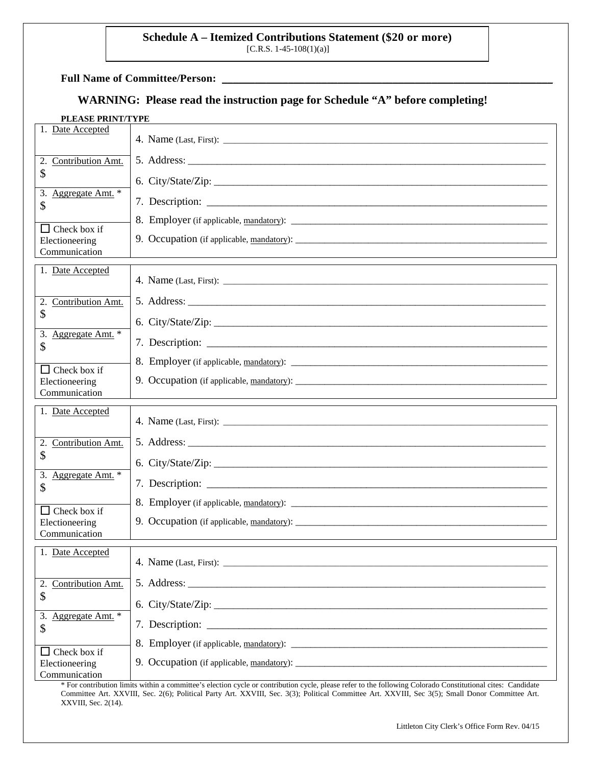**Schedule A – Itemized Contributions Statement ($20 or more)**
[C.R.S. 1-45-108(1)(a)]

**Full Name of Committee/Person:** ______________________________

**WARNING: Please read the instruction page for Schedule "A" before completing!**

**PLEASE PRINT/TYPE**

| | |
|---|---|
| 1. Date Accepted | 4. Name (Last, First): ______________________ |
| 2. Contribution Amt. $ | 5. Address: ______________________ |
| | 6. City/State/Zip: ______________________ |
| 3. Aggregate Amt. * $ | 7. Description: ______________________ |
| | 8. Employer (if applicable, mandatory): ______________________ |
| ☐ Check box if Electioneering Communication | 9. Occupation (if applicable, mandatory): ______________________ |

| | |
|---|---|
| 1. Date Accepted | 4. Name (Last, First): ______________________ |
| 2. Contribution Amt. $ | 5. Address: ______________________ |
| | 6. City/State/Zip: ______________________ |
| 3. Aggregate Amt. * $ | 7. Description: ______________________ |
| | 8. Employer (if applicable, mandatory): ______________________ |
| ☐ Check box if Electioneering Communication | 9. Occupation (if applicable, mandatory): ______________________ |

| | |
|---|---|
| 1. Date Accepted | 4. Name (Last, First): ______________________ |
| 2. Contribution Amt. $ | 5. Address: ______________________ |
| | 6. City/State/Zip: ______________________ |
| 3. Aggregate Amt. * $ | 7. Description: ______________________ |
| | 8. Employer (if applicable, mandatory): ______________________ |
| ☐ Check box if Electioneering Communication | 9. Occupation (if applicable, mandatory): ______________________ |

| | |
|---|---|
| 1. Date Accepted | 4. Name (Last, First): ______________________ |
| 2. Contribution Amt. $ | 5. Address: ______________________ |
| | 6. City/State/Zip: ______________________ |
| 3. Aggregate Amt. * $ | 7. Description: ______________________ |
| | 8. Employer (if applicable, mandatory): ______________________ |
| ☐ Check box if Electioneering Communication | 9. Occupation (if applicable, mandatory): ______________________ |

* For contribution limits within a committee's election cycle or contribution cycle, please refer to the following Colorado Constitutional cites: Candidate Committee Art. XXVIII, Sec. 2(6); Political Party Art. XXVIII, Sec. 3(3); Political Committee Art. XXVIII, Sec 3(5); Small Donor Committee Art. XXVIII, Sec. 2(14).

Littleton City Clerk's Office Form Rev. 04/15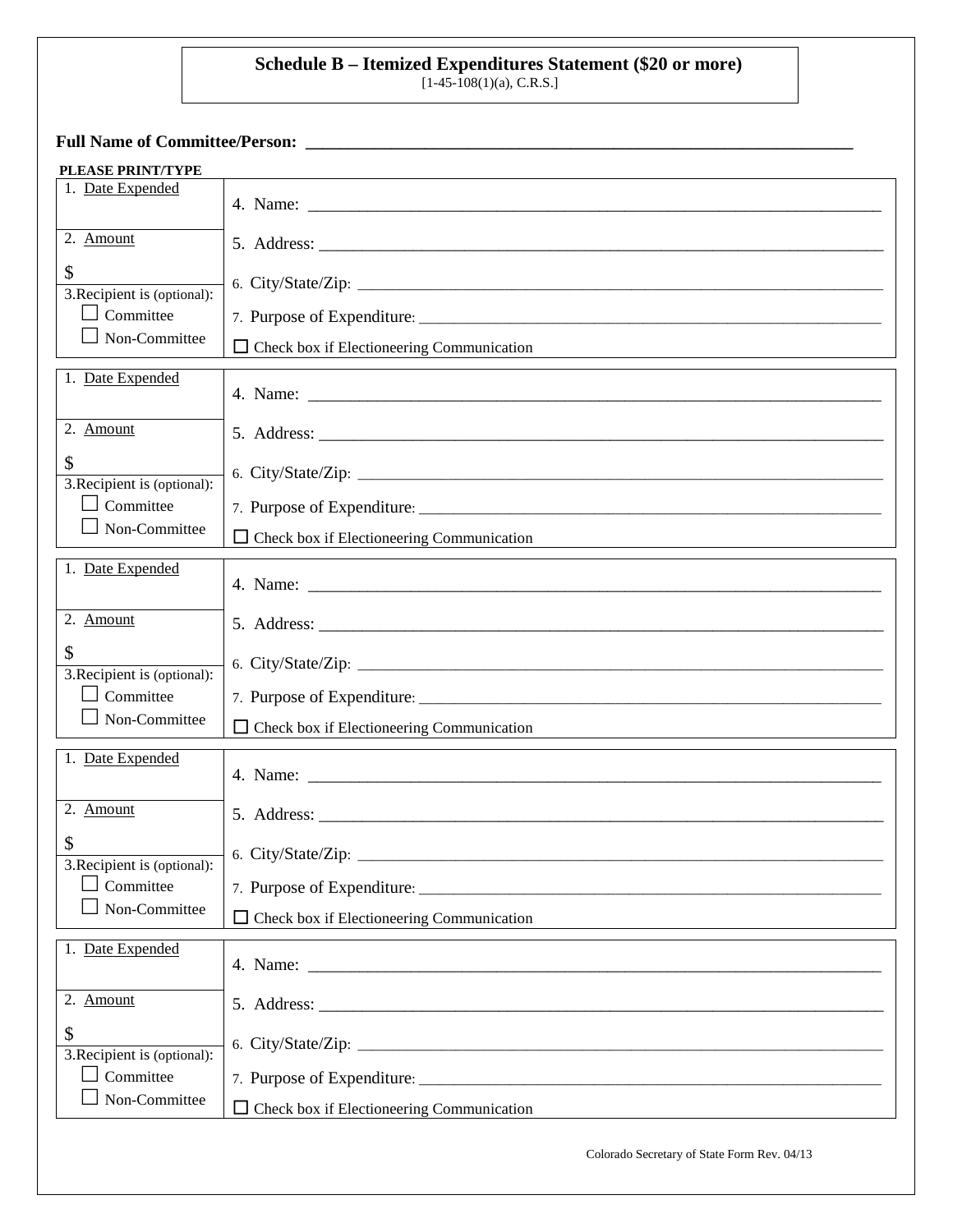# Schedule B – Itemized Expenditures Statement ($20 or more)

[1-45-108(1)(a), C.R.S.]

**Full Name of Committee/Person:** ___________________________________________

**PLEASE PRINT/TYPE**

| | |
|---|---|
| 1. Date Expended | 4. Name: ___________________________________________ |
| 2. Amount<br><br>$ | 5. Address: ___________________________________________<br><br>6. City/State/Zip: ___________________________________________ |
| 3. Recipient is (optional):<br>☐ Committee<br>☐ Non-Committee | 7. Purpose of Expenditure: ___________________________________________<br><br>☐ Check box if Electioneering Communication |

| | |
|---|---|
| 1. Date Expended | 4. Name: ___________________________________________ |
| 2. Amount<br><br>$ | 5. Address: ___________________________________________<br><br>6. City/State/Zip: ___________________________________________ |
| 3. Recipient is (optional):<br>☐ Committee<br>☐ Non-Committee | 7. Purpose of Expenditure: ___________________________________________<br><br>☐ Check box if Electioneering Communication |

| | |
|---|---|
| 1. Date Expended | 4. Name: ___________________________________________ |
| 2. Amount<br><br>$ | 5. Address: ___________________________________________<br><br>6. City/State/Zip: ___________________________________________ |
| 3. Recipient is (optional):<br>☐ Committee<br>☐ Non-Committee | 7. Purpose of Expenditure: ___________________________________________<br><br>☐ Check box if Electioneering Communication |

| | |
|---|---|
| 1. Date Expended | 4. Name: ___________________________________________ |
| 2. Amount<br><br>$ | 5. Address: ___________________________________________<br><br>6. City/State/Zip: ___________________________________________ |
| 3. Recipient is (optional):<br>☐ Committee<br>☐ Non-Committee | 7. Purpose of Expenditure: ___________________________________________<br><br>☐ Check box if Electioneering Communication |

| | |
|---|---|
| 1. Date Expended | 4. Name: ___________________________________________ |
| 2. Amount<br><br>$ | 5. Address: ___________________________________________<br><br>6. City/State/Zip: ___________________________________________ |
| 3. Recipient is (optional):<br>☐ Committee<br>☐ Non-Committee | 7. Purpose of Expenditure: ___________________________________________<br><br>☐ Check box if Electioneering Communication |

Colorado Secretary of State Form Rev. 04/13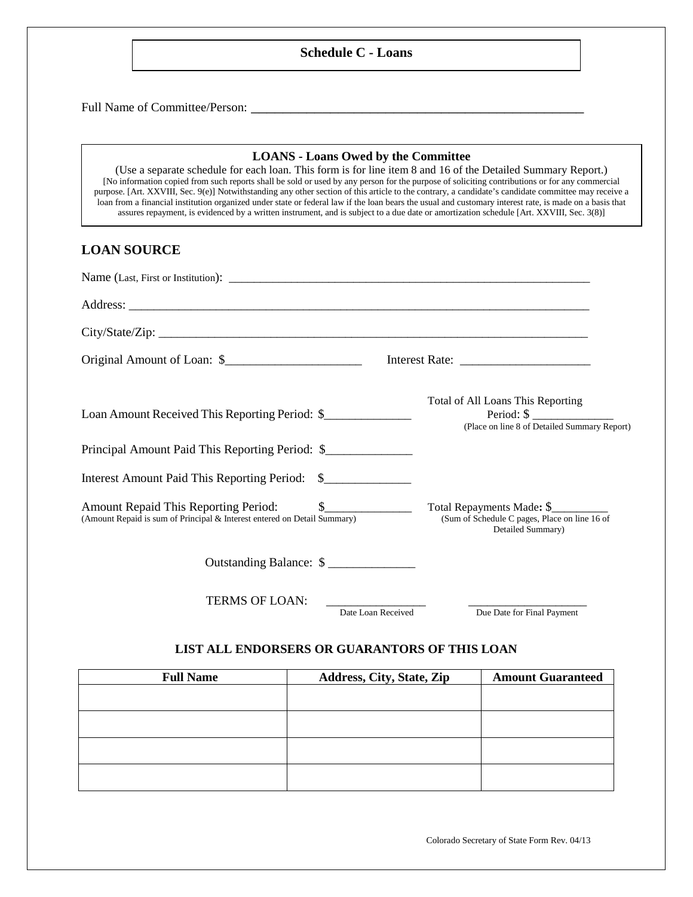# Schedule C - Loans

Full Name of Committee/Person: ____________________________________________________

**LOANS - Loans Owed by the Committee**

(Use a separate schedule for each loan. This form is for line item 8 and 16 of the Detailed Summary Report.)

[No information copied from such reports shall be sold or used by any person for the purpose of soliciting contributions or for any commercial purpose. [Art. XXVIII, Sec. 9(e)] Notwithstanding any other section of this article to the contrary, a candidate's candidate committee may receive a loan from a financial institution organized under state or federal law if the loan bears the usual and customary interest rate, is made on a basis that assures repayment, is evidenced by a written instrument, and is subject to a due date or amortization schedule [Art. XXVIII, Sec. 3(8)]

## LOAN SOURCE

Name (Last, First or Institution): ____________________________________________________

Address: ____________________________________________________

City/State/Zip: ____________________________________________________

Original Amount of Loan: $______________________ Interest Rate: _____________________

Loan Amount Received This Reporting Period: $______________

Total of All Loans This Reporting Period: $ ______________
(Place on line 8 of Detailed Summary Report)

Principal Amount Paid This Reporting Period: $______________

Interest Amount Paid This Reporting Period: $______________

Amount Repaid This Reporting Period: $______________
(Amount Repaid is sum of Principal & Interest entered on Detail Summary)

Total Repayments Made: $__________
(Sum of Schedule C pages, Place on line 16 of Detailed Summary)

Outstanding Balance: $ ______________

TERMS OF LOAN: ________________ Date Loan Received ____________________ Due Date for Final Payment

### LIST ALL ENDORSERS OR GUARANTORS OF THIS LOAN

| Full Name | Address, City, State, Zip | Amount Guaranteed |
|---|---|---|
| | | |
| | | |
| | | |
| | | |

Colorado Secretary of State Form Rev. 04/13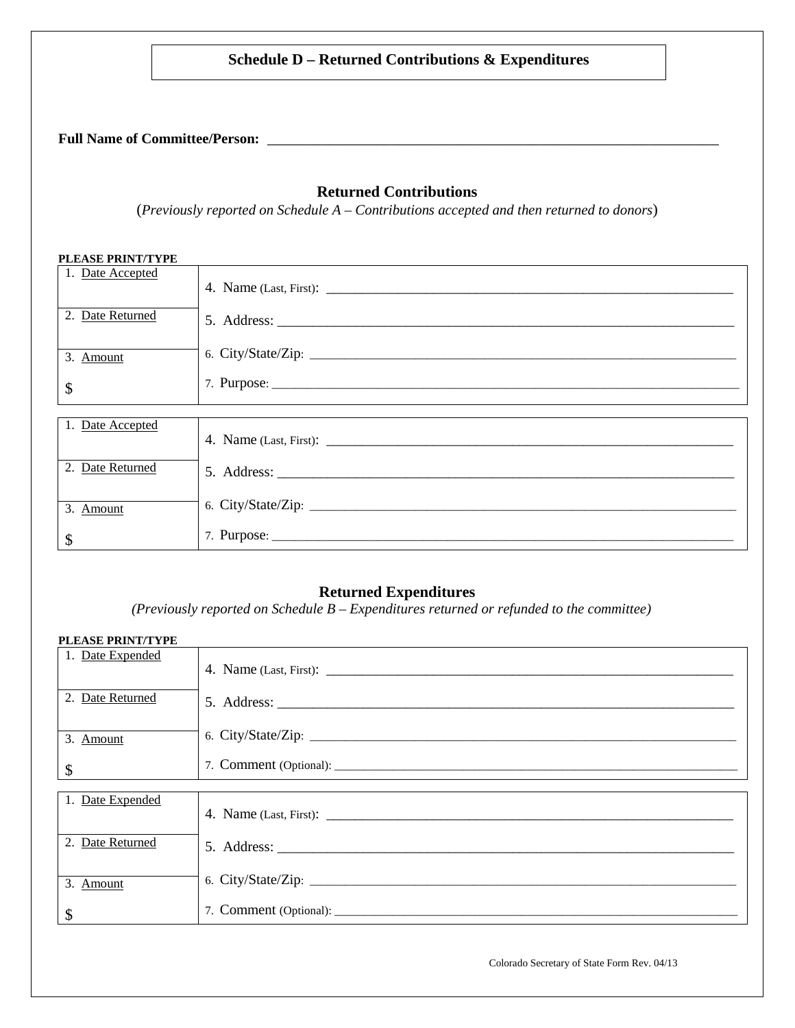# Schedule D – Returned Contributions & Expenditures

**Full Name of Committee/Person:** ______________________________________________

## Returned Contributions

(*Previously reported on Schedule A – Contributions accepted and then returned to donors*)

**PLEASE PRINT/TYPE**

| | |
|---|---|
| 1. Date Accepted | 4. Name (Last, First): ______________________________ |
| 2. Date Returned | 5. Address: ______________________________ |
| 3. Amount<br>$ | 6. City/State/Zip: ______________________________<br>7. Purpose: ______________________________ |

| | |
|---|---|
| 1. Date Accepted | 4. Name (Last, First): ______________________________ |
| 2. Date Returned | 5. Address: ______________________________ |
| 3. Amount<br>$ | 6. City/State/Zip: ______________________________<br>7. Purpose: ______________________________ |

## Returned Expenditures

*(Previously reported on Schedule B – Expenditures returned or refunded to the committee)*

**PLEASE PRINT/TYPE**

| | |
|---|---|
| 1. Date Expended | 4. Name (Last, First): ______________________________ |
| 2. Date Returned | 5. Address: ______________________________ |
| 3. Amount<br>$ | 6. City/State/Zip: ______________________________<br>7. Comment (Optional): ______________________________ |

| | |
|---|---|
| 1. Date Expended | 4. Name (Last, First): ______________________________ |
| 2. Date Returned | 5. Address: ______________________________ |
| 3. Amount<br>$ | 6. City/State/Zip: ______________________________<br>7. Comment (Optional): ______________________________ |

Colorado Secretary of State Form Rev. 04/13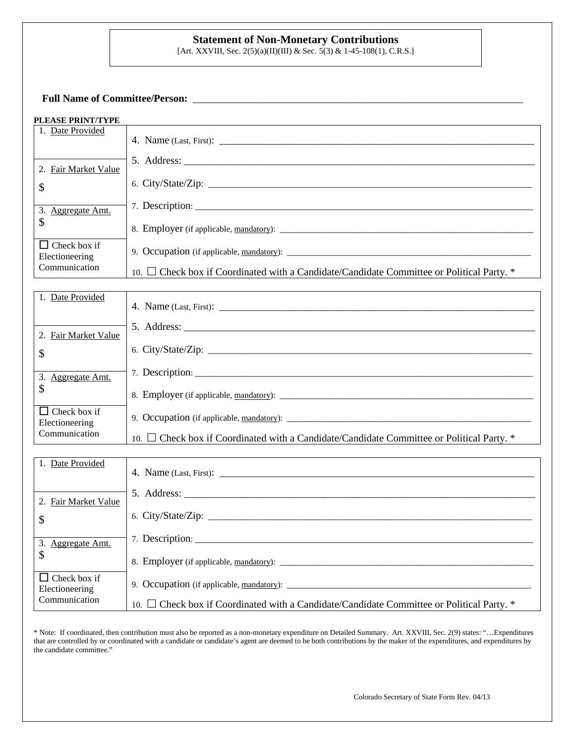# Statement of Non-Monetary Contributions

[Art. XXVIII, Sec. 2(5)(a)(II)(III) & Sec. 5(3) & 1-45-108(1), C.R.S.]

**Full Name of Committee/Person:** ___________________________________________________________________

**PLEASE PRINT/TYPE**

| | |
|---|---|
| 1. Date Provided | 4. Name (Last, First): ____________________________________________________________ |
| 2. Fair Market Value<br>$ | 5. Address: ____________________________________________________________<br>6. City/State/Zip: ____________________________________________________________ |
| 3. Aggregate Amt.<br>$ | 7. Description: ____________________________________________________________<br>8. Employer (if applicable, mandatory): ____________________________________________________ |
| ☐ Check box if Electioneering Communication | 9. Occupation (if applicable, mandatory): ____________________________________________________<br>10. ☐ Check box if Coordinated with a Candidate/Candidate Committee or Political Party. * |

| | |
|---|---|
| 1. Date Provided | 4. Name (Last, First): ____________________________________________________________ |
| 2. Fair Market Value<br>$ | 5. Address: ____________________________________________________________<br>6. City/State/Zip: ____________________________________________________________ |
| 3. Aggregate Amt.<br>$ | 7. Description: ____________________________________________________________<br>8. Employer (if applicable, mandatory): ____________________________________________________ |
| ☐ Check box if Electioneering Communication | 9. Occupation (if applicable, mandatory): ____________________________________________________<br>10. ☐ Check box if Coordinated with a Candidate/Candidate Committee or Political Party. * |

| | |
|---|---|
| 1. Date Provided | 4. Name (Last, First): ____________________________________________________________ |
| 2. Fair Market Value<br>$ | 5. Address: ____________________________________________________________<br>6. City/State/Zip: ____________________________________________________________ |
| 3. Aggregate Amt.<br>$ | 7. Description: ____________________________________________________________<br>8. Employer (if applicable, mandatory): ____________________________________________________ |
| ☐ Check box if Electioneering Communication | 9. Occupation (if applicable, mandatory): ____________________________________________________<br>10. ☐ Check box if Coordinated with a Candidate/Candidate Committee or Political Party. * |

* Note: If coordinated, then contribution must also be reported as a non-monetary expenditure on Detailed Summary. Art. XXVIII, Sec. 2(9) states: "…Expenditures that are controlled by or coordinated with a candidate or candidate's agent are deemed to be both contributions by the maker of the expenditures, and expenditures by the candidate committee."

Colorado Secretary of State Form Rev. 04/13